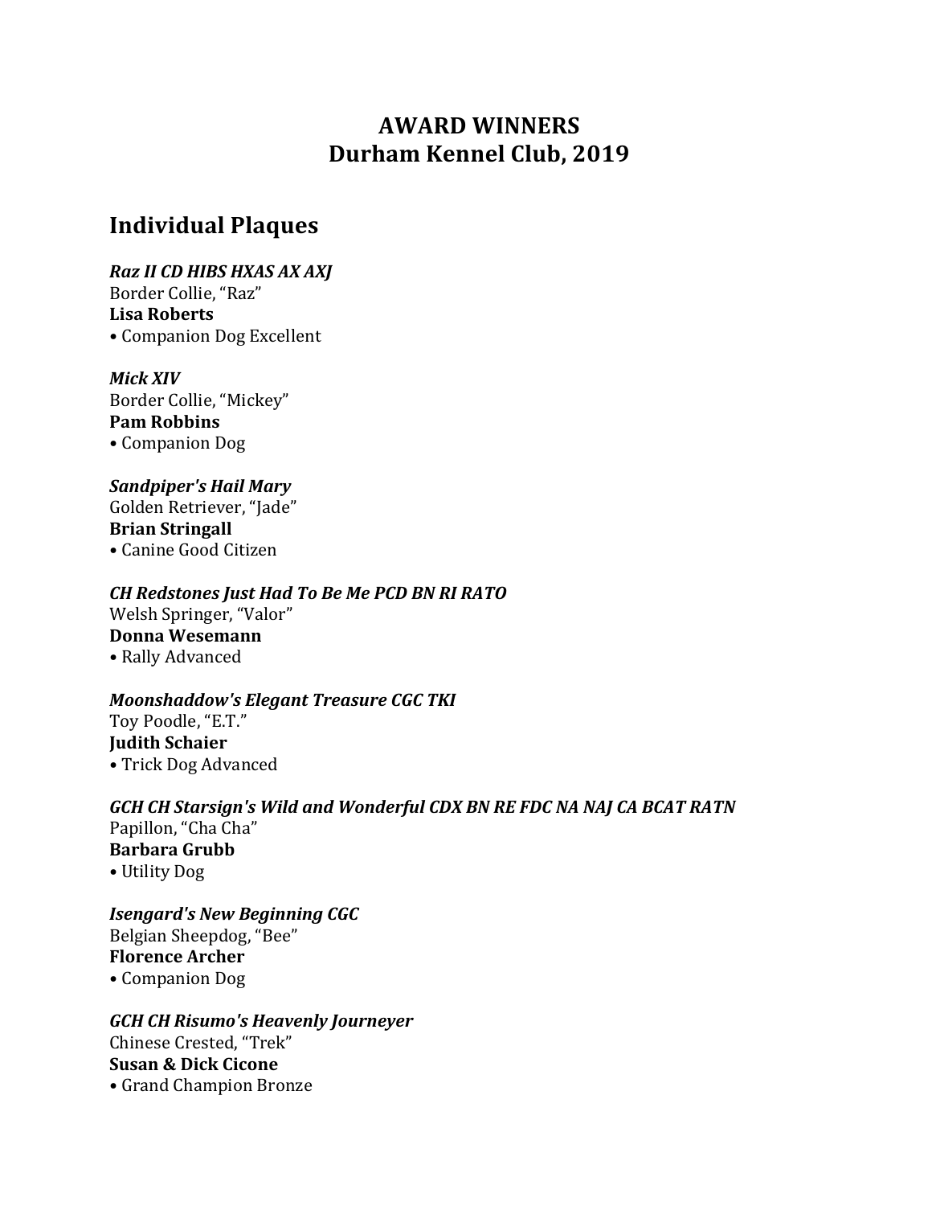# AWARD WINNERS
# Durham Kennel Club, 2019

## Individual Plaques

***Raz II CD HIBS HXAS AX AXJ***
Border Collie, "Raz"
**Lisa Roberts**
• Companion Dog Excellent

***Mick XIV***
Border Collie, "Mickey"
**Pam Robbins**
• Companion Dog

***Sandpiper's Hail Mary***
Golden Retriever, "Jade"
**Brian Stringall**
• Canine Good Citizen

***CH Redstones Just Had To Be Me PCD BN RI RATO***
Welsh Springer, "Valor"
**Donna Wesemann**
• Rally Advanced

***Moonshaddow's Elegant Treasure CGC TKI***
Toy Poodle, "E.T."
**Judith Schaier**
• Trick Dog Advanced

***GCH CH Starsign's Wild and Wonderful CDX BN RE FDC NA NAJ CA BCAT RATN***
Papillon, "Cha Cha"
**Barbara Grubb**
• Utility Dog

***Isengard's New Beginning CGC***
Belgian Sheepdog, "Bee"
**Florence Archer**
• Companion Dog

***GCH CH Risumo's Heavenly Journeyer***
Chinese Crested, "Trek"
**Susan & Dick Cicone**
• Grand Champion Bronze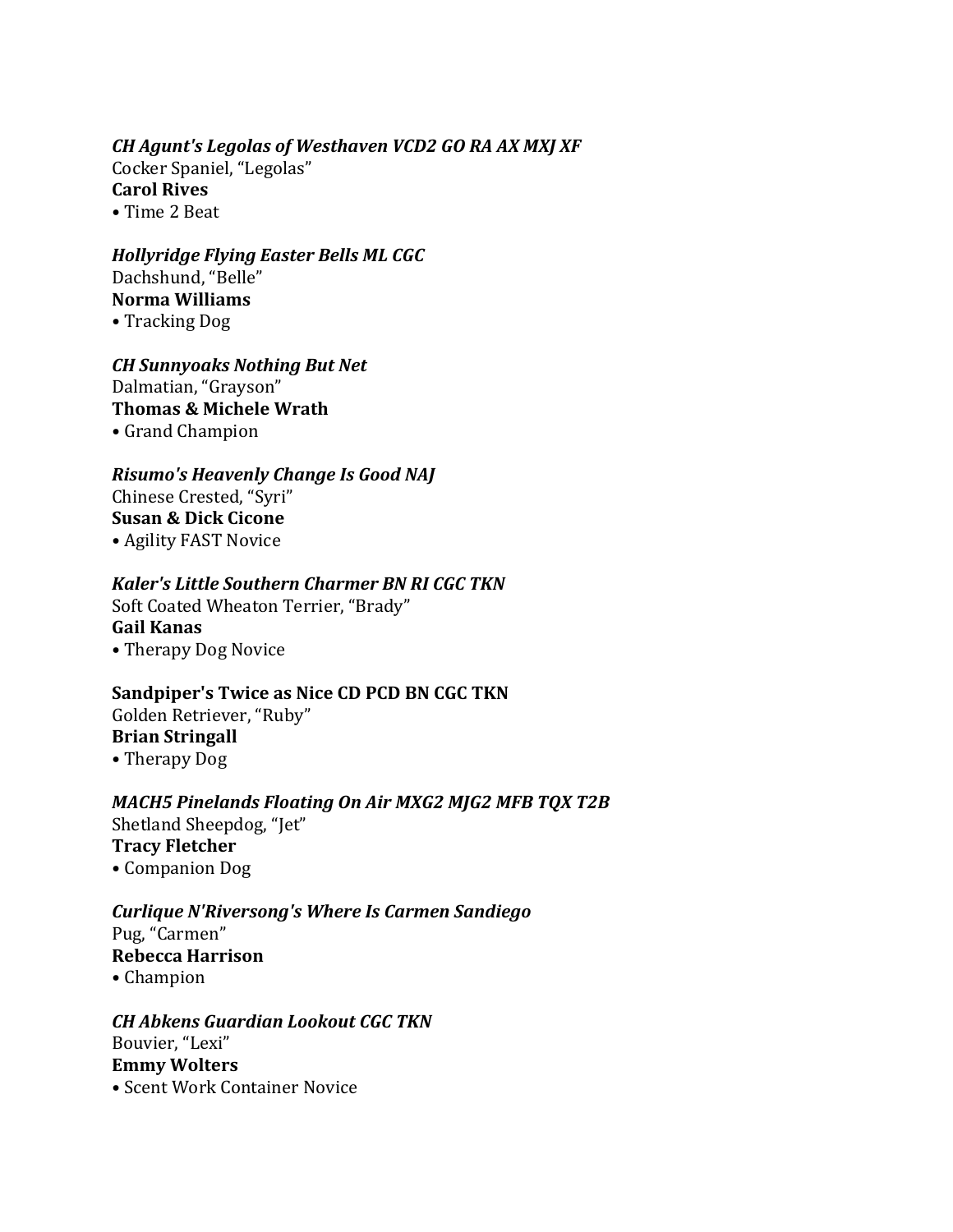***CH Agunt's Legolas of Westhaven VCD2 GO RA AX MXJ XF***
Cocker Spaniel, "Legolas"
**Carol Rives**
• Time 2 Beat

***Hollyridge Flying Easter Bells ML CGC***
Dachshund, "Belle"
**Norma Williams**
• Tracking Dog

***CH Sunnyoaks Nothing But Net***
Dalmatian, "Grayson"
**Thomas & Michele Wrath**
• Grand Champion

***Risumo's Heavenly Change Is Good NAJ***
Chinese Crested, "Syri"
**Susan & Dick Cicone**
• Agility FAST Novice

***Kaler's Little Southern Charmer BN RI CGC TKN***
Soft Coated Wheaton Terrier, "Brady"
**Gail Kanas**
• Therapy Dog Novice

**Sandpiper's Twice as Nice CD PCD BN CGC TKN**
Golden Retriever, "Ruby"
**Brian Stringall**
• Therapy Dog

***MACH5 Pinelands Floating On Air MXG2 MJG2 MFB TQX T2B***
Shetland Sheepdog, "Jet"
**Tracy Fletcher**
• Companion Dog

***Curlique N'Riversong's Where Is Carmen Sandiego***
Pug, "Carmen"
**Rebecca Harrison**
• Champion

***CH Abkens Guardian Lookout CGC TKN***
Bouvier, "Lexi"
**Emmy Wolters**
• Scent Work Container Novice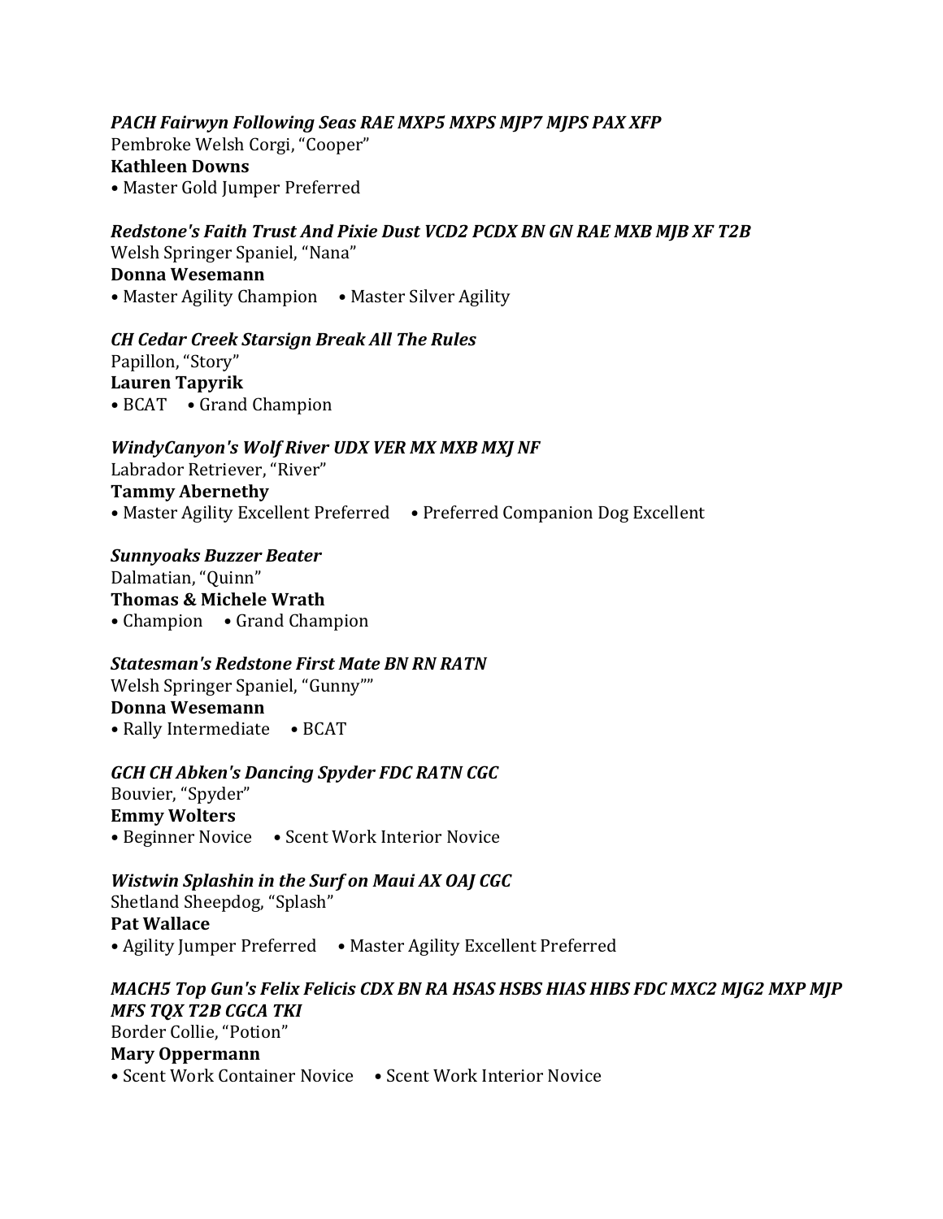*PACH Fairwyn Following Seas RAE MXP5 MXPS MJP7 MJPS PAX XFP*
Pembroke Welsh Corgi, “Cooper”
**Kathleen Downs**
• Master Gold Jumper Preferred

*Redstone's Faith Trust And Pixie Dust VCD2 PCDX BN GN RAE MXB MJB XF T2B*
Welsh Springer Spaniel, “Nana”
**Donna Wesemann**
• Master Agility Champion • Master Silver Agility

*CH Cedar Creek Starsign Break All The Rules*
Papillon, “Story”
**Lauren Tapyrik**
• BCAT • Grand Champion

*WindyCanyon's Wolf River UDX VER MX MXB MXJ NF*
Labrador Retriever, “River”
**Tammy Abernethy**
• Master Agility Excellent Preferred • Preferred Companion Dog Excellent

*Sunnyoaks Buzzer Beater*
Dalmatian, “Quinn”
**Thomas & Michele Wrath**
• Champion • Grand Champion

*Statesman's Redstone First Mate BN RN RATN*
Welsh Springer Spaniel, “Gunny””
**Donna Wesemann**
• Rally Intermediate • BCAT

*GCH CH Abken's Dancing Spyder FDC RATN CGC*
Bouvier, “Spyder”
**Emmy Wolters**
• Beginner Novice • Scent Work Interior Novice

*Wistwin Splashin in the Surf on Maui AX OAJ CGC*
Shetland Sheepdog, “Splash”
**Pat Wallace**
• Agility Jumper Preferred • Master Agility Excellent Preferred

*MACH5 Top Gun's Felix Felicis CDX BN RA HSAS HSBS HIAS HIBS FDC MXC2 MJG2 MXP MJP MFS TQX T2B CGCA TKI*
Border Collie, “Potion”
**Mary Oppermann**
• Scent Work Container Novice • Scent Work Interior Novice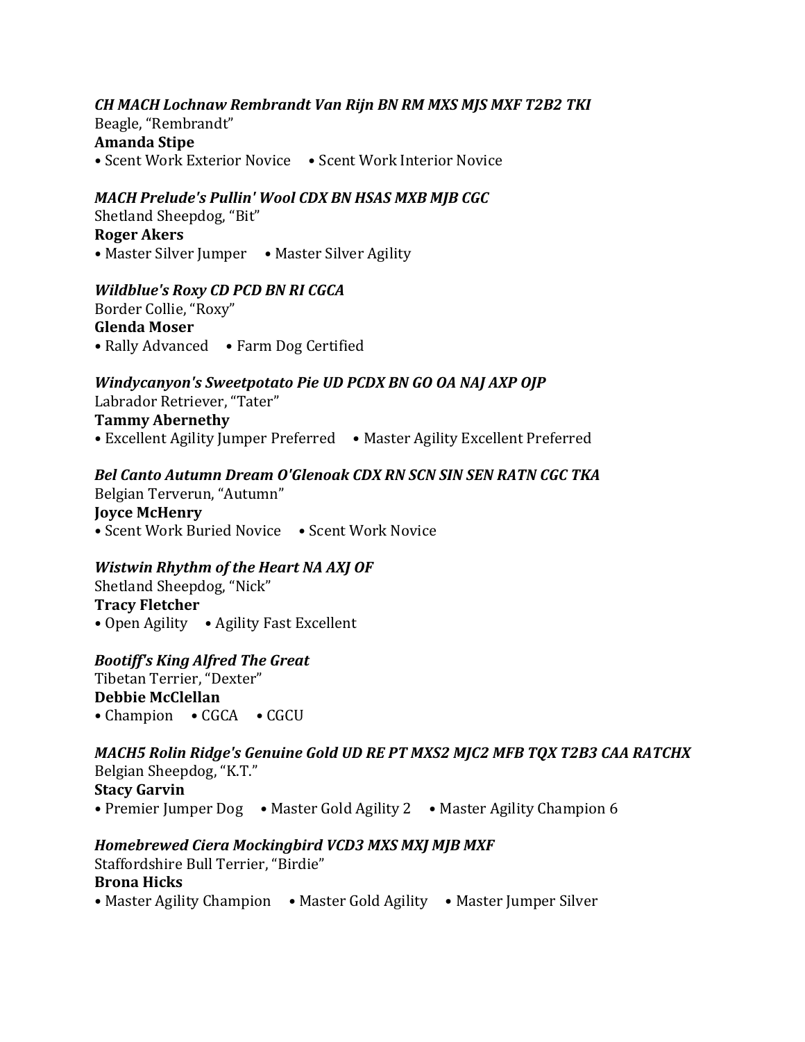*CH MACH Lochnaw Rembrandt Van Rijn BN RM MXS MJS MXF T2B2 TKI*
Beagle, "Rembrandt"
**Amanda Stipe**
• Scent Work Exterior Novice • Scent Work Interior Novice

*MACH Prelude's Pullin' Wool CDX BN HSAS MXB MJB CGC*
Shetland Sheepdog, "Bit"
**Roger Akers**
• Master Silver Jumper • Master Silver Agility

*Wildblue's Roxy CD PCD BN RI CGCA*
Border Collie, "Roxy"
**Glenda Moser**
• Rally Advanced • Farm Dog Certified

*Windycanyon's Sweetpotato Pie UD PCDX BN GO OA NAJ AXP OJP*
Labrador Retriever, "Tater"
**Tammy Abernethy**
• Excellent Agility Jumper Preferred • Master Agility Excellent Preferred

*Bel Canto Autumn Dream O'Glenoak CDX RN SCN SIN SEN RATN CGC TKA*
Belgian Terverun, "Autumn"
**Joyce McHenry**
• Scent Work Buried Novice • Scent Work Novice

*Wistwin Rhythm of the Heart NA AXJ OF*
Shetland Sheepdog, "Nick"
**Tracy Fletcher**
• Open Agility • Agility Fast Excellent

*Bootiff's King Alfred The Great*
Tibetan Terrier, "Dexter"
**Debbie McClellan**
• Champion • CGCA • CGCU

*MACH5 Rolin Ridge's Genuine Gold UD RE PT MXS2 MJC2 MFB TQX T2B3 CAA RATCHX*
Belgian Sheepdog, "K.T."
**Stacy Garvin**
• Premier Jumper Dog • Master Gold Agility 2 • Master Agility Champion 6

*Homebrewed Ciera Mockingbird VCD3 MXS MXJ MJB MXF*
Staffordshire Bull Terrier, "Birdie"
**Brona Hicks**
• Master Agility Champion • Master Gold Agility • Master Jumper Silver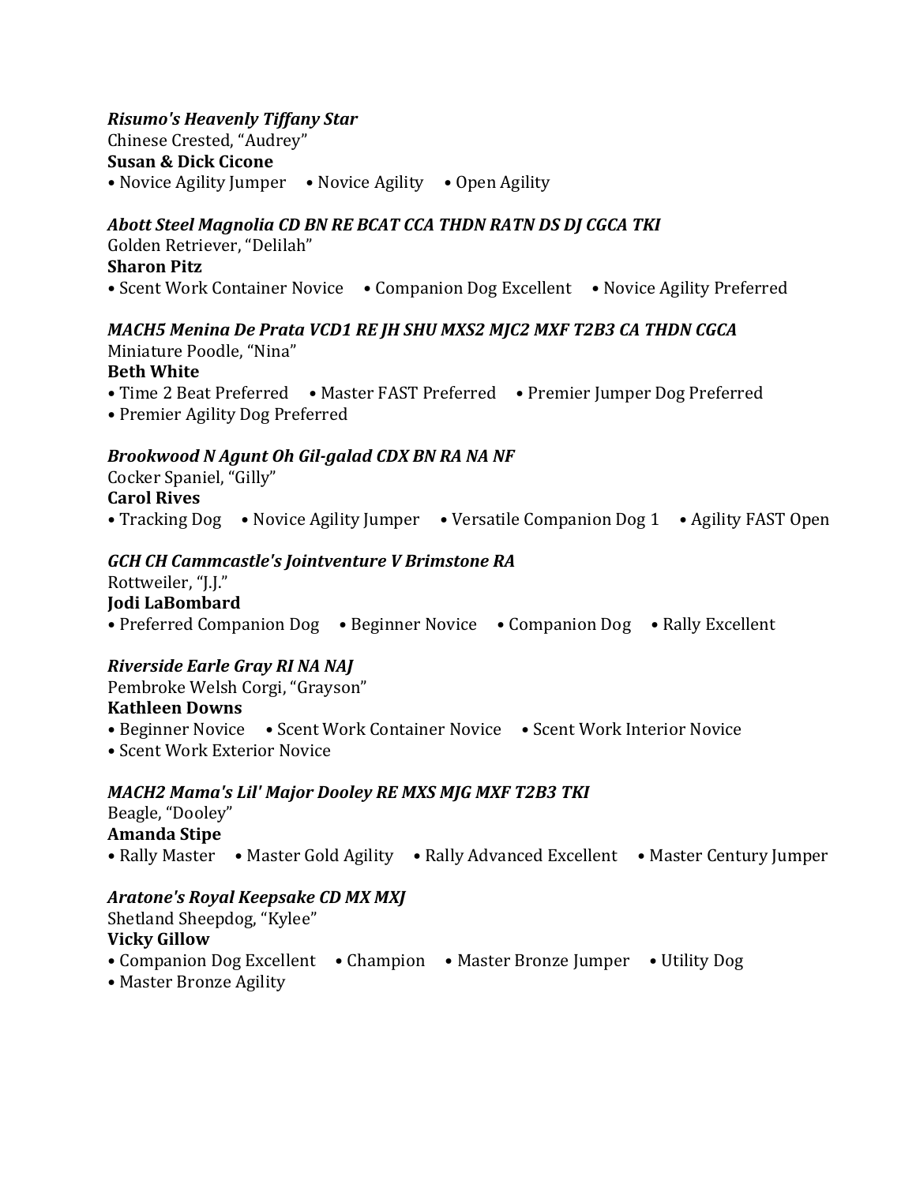*Risumo's Heavenly Tiffany Star*
Chinese Crested, "Audrey"
**Susan & Dick Cicone**
• Novice Agility Jumper • Novice Agility • Open Agility

*Abott Steel Magnolia CD BN RE BCAT CCA THDN RATN DS DJ CGCA TKI*
Golden Retriever, "Delilah"
**Sharon Pitz**
• Scent Work Container Novice • Companion Dog Excellent • Novice Agility Preferred

*MACH5 Menina De Prata VCD1 RE JH SHU MXS2 MJC2 MXF T2B3 CA THDN CGCA*
Miniature Poodle, "Nina"
**Beth White**
• Time 2 Beat Preferred • Master FAST Preferred • Premier Jumper Dog Preferred
• Premier Agility Dog Preferred

*Brookwood N Agunt Oh Gil-galad CDX BN RA NA NF*
Cocker Spaniel, "Gilly"
**Carol Rives**
• Tracking Dog • Novice Agility Jumper • Versatile Companion Dog 1 • Agility FAST Open

*GCH CH Cammcastle's Jointventure V Brimstone RA*
Rottweiler, "J.J."
**Jodi LaBombard**
• Preferred Companion Dog • Beginner Novice • Companion Dog • Rally Excellent

*Riverside Earle Gray RI NA NAJ*
Pembroke Welsh Corgi, "Grayson"
**Kathleen Downs**
• Beginner Novice • Scent Work Container Novice • Scent Work Interior Novice
• Scent Work Exterior Novice

*MACH2 Mama's Lil' Major Dooley RE MXS MJG MXF T2B3 TKI*
Beagle, "Dooley"
**Amanda Stipe**
• Rally Master • Master Gold Agility • Rally Advanced Excellent • Master Century Jumper

*Aratone's Royal Keepsake CD MX MXJ*
Shetland Sheepdog, "Kylee"
**Vicky Gillow**
• Companion Dog Excellent • Champion • Master Bronze Jumper • Utility Dog
• Master Bronze Agility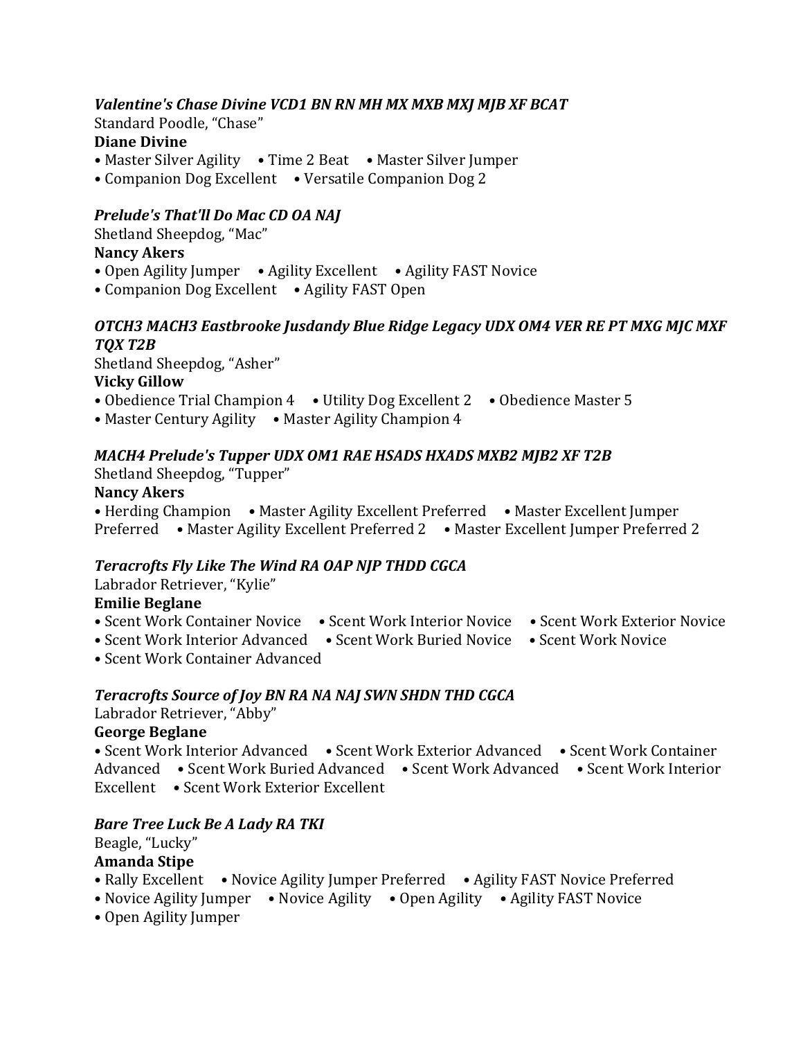*Valentine's Chase Divine VCD1 BN RN MH MX MXB MXJ MJB XF BCAT*
Standard Poodle, "Chase"
**Diane Divine**
• Master Silver Agility • Time 2 Beat • Master Silver Jumper
• Companion Dog Excellent • Versatile Companion Dog 2

*Prelude's That'll Do Mac CD OA NAJ*
Shetland Sheepdog, "Mac"
**Nancy Akers**
• Open Agility Jumper • Agility Excellent • Agility FAST Novice
• Companion Dog Excellent • Agility FAST Open

*OTCH3 MACH3 Eastbrooke Jusdandy Blue Ridge Legacy UDX OM4 VER RE PT MXG MJC MXF TQX T2B*
Shetland Sheepdog, "Asher"
**Vicky Gillow**
• Obedience Trial Champion 4 • Utility Dog Excellent 2 • Obedience Master 5
• Master Century Agility • Master Agility Champion 4

*MACH4 Prelude's Tupper UDX OM1 RAE HSADS HXADS MXB2 MJB2 XF T2B*
Shetland Sheepdog, "Tupper"
**Nancy Akers**
• Herding Champion • Master Agility Excellent Preferred • Master Excellent Jumper Preferred • Master Agility Excellent Preferred 2 • Master Excellent Jumper Preferred 2

*Teracrofts Fly Like The Wind RA OAP NJP THDD CGCA*
Labrador Retriever, "Kylie"
**Emilie Beglane**
• Scent Work Container Novice • Scent Work Interior Novice • Scent Work Exterior Novice
• Scent Work Interior Advanced • Scent Work Buried Novice • Scent Work Novice
• Scent Work Container Advanced

*Teracrofts Source of Joy BN RA NA NAJ SWN SHDN THD CGCA*
Labrador Retriever, "Abby"
**George Beglane**
• Scent Work Interior Advanced • Scent Work Exterior Advanced • Scent Work Container Advanced • Scent Work Buried Advanced • Scent Work Advanced • Scent Work Interior Excellent • Scent Work Exterior Excellent

*Bare Tree Luck Be A Lady RA TKI*
Beagle, "Lucky"
**Amanda Stipe**
• Rally Excellent • Novice Agility Jumper Preferred • Agility FAST Novice Preferred
• Novice Agility Jumper • Novice Agility • Open Agility • Agility FAST Novice
• Open Agility Jumper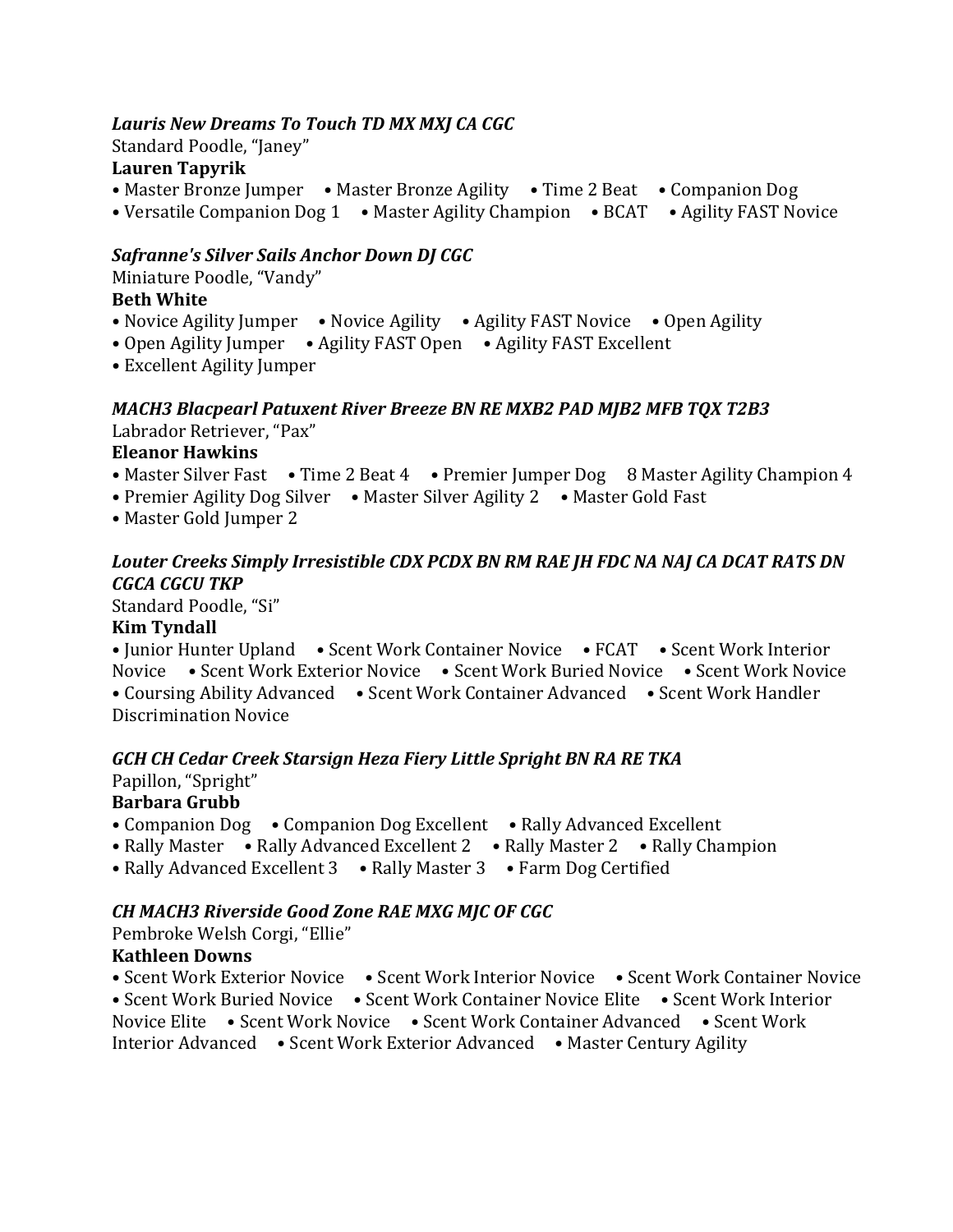*Lauris New Dreams To Touch TD MX MXJ CA CGC*

Standard Poodle, "Janey"

**Lauren Tapyrik**

• Master Bronze Jumper • Master Bronze Agility • Time 2 Beat • Companion Dog
• Versatile Companion Dog 1 • Master Agility Champion • BCAT • Agility FAST Novice

*Safranne's Silver Sails Anchor Down DJ CGC*

Miniature Poodle, "Vandy"

**Beth White**

• Novice Agility Jumper • Novice Agility • Agility FAST Novice • Open Agility
• Open Agility Jumper • Agility FAST Open • Agility FAST Excellent
• Excellent Agility Jumper

*MACH3 Blacpearl Patuxent River Breeze BN RE MXB2 PAD MJB2 MFB TQX T2B3*

Labrador Retriever, "Pax"

**Eleanor Hawkins**

• Master Silver Fast • Time 2 Beat 4 • Premier Jumper Dog 8 Master Agility Champion 4
• Premier Agility Dog Silver • Master Silver Agility 2 • Master Gold Fast
• Master Gold Jumper 2

*Louter Creeks Simply Irresistible CDX PCDX BN RM RAE JH FDC NA NAJ CA DCAT RATS DN CGCA CGCU TKP*

Standard Poodle, "Si"

**Kim Tyndall**

• Junior Hunter Upland • Scent Work Container Novice • FCAT • Scent Work Interior Novice • Scent Work Exterior Novice • Scent Work Buried Novice • Scent Work Novice
• Coursing Ability Advanced • Scent Work Container Advanced • Scent Work Handler Discrimination Novice

*GCH CH Cedar Creek Starsign Heza Fiery Little Spright BN RA RE TKA*

Papillon, "Spright"

**Barbara Grubb**

• Companion Dog • Companion Dog Excellent • Rally Advanced Excellent
• Rally Master • Rally Advanced Excellent 2 • Rally Master 2 • Rally Champion
• Rally Advanced Excellent 3 • Rally Master 3 • Farm Dog Certified

*CH MACH3 Riverside Good Zone RAE MXG MJC OF CGC*

Pembroke Welsh Corgi, "Ellie"

**Kathleen Downs**

• Scent Work Exterior Novice • Scent Work Interior Novice • Scent Work Container Novice
• Scent Work Buried Novice • Scent Work Container Novice Elite • Scent Work Interior Novice Elite • Scent Work Novice • Scent Work Container Advanced • Scent Work Interior Advanced • Scent Work Exterior Advanced • Master Century Agility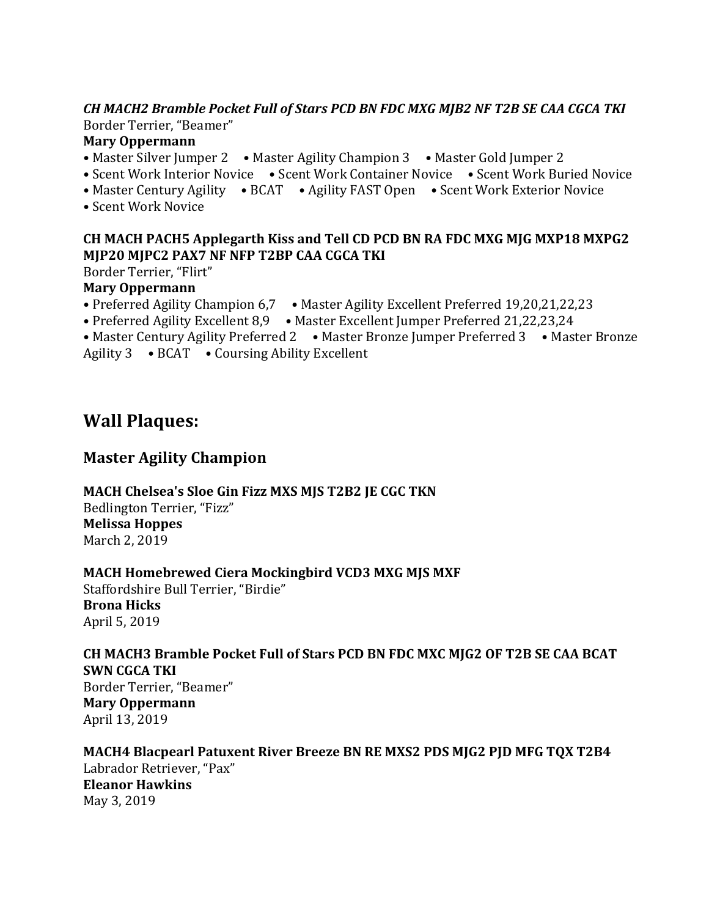***CH MACH2 Bramble Pocket Full of Stars PCD BN FDC MXG MJB2 NF T2B SE CAA CGCA TKI***
Border Terrier, "Beamer"
**Mary Oppermann**
• Master Silver Jumper 2 • Master Agility Champion 3 • Master Gold Jumper 2
• Scent Work Interior Novice • Scent Work Container Novice • Scent Work Buried Novice
• Master Century Agility • BCAT • Agility FAST Open • Scent Work Exterior Novice
• Scent Work Novice

**CH MACH PACH5 Applegarth Kiss and Tell CD PCD BN RA FDC MXG MJG MXP18 MXPG2 MJP20 MJPC2 PAX7 NF NFP T2BP CAA CGCA TKI**
Border Terrier, "Flirt"
**Mary Oppermann**
• Preferred Agility Champion 6,7 • Master Agility Excellent Preferred 19,20,21,22,23
• Preferred Agility Excellent 8,9 • Master Excellent Jumper Preferred 21,22,23,24
• Master Century Agility Preferred 2 • Master Bronze Jumper Preferred 3 • Master Bronze Agility 3 • BCAT • Coursing Ability Excellent

## Wall Plaques:

### Master Agility Champion

**MACH Chelsea's Sloe Gin Fizz MXS MJS T2B2 JE CGC TKN**
Bedlington Terrier, "Fizz"
**Melissa Hoppes**
March 2, 2019

**MACH Homebrewed Ciera Mockingbird VCD3 MXG MJS MXF**
Staffordshire Bull Terrier, "Birdie"
**Brona Hicks**
April 5, 2019

**CH MACH3 Bramble Pocket Full of Stars PCD BN FDC MXC MJG2 OF T2B SE CAA BCAT SWN CGCA TKI**
Border Terrier, "Beamer"
**Mary Oppermann**
April 13, 2019

**MACH4 Blacpearl Patuxent River Breeze BN RE MXS2 PDS MJG2 PJD MFG TQX T2B4**
Labrador Retriever, "Pax"
**Eleanor Hawkins**
May 3, 2019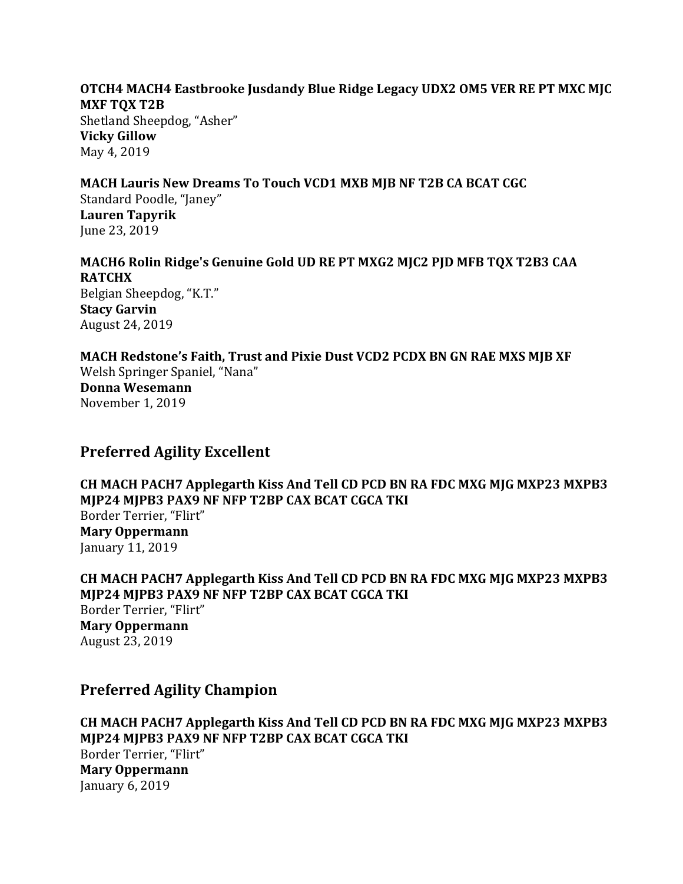**OTCH4 MACH4 Eastbrooke Jusdandy Blue Ridge Legacy UDX2 OM5 VER RE PT MXC MJC MXF TQX T2B**
Shetland Sheepdog, "Asher"
**Vicky Gillow**
May 4, 2019

**MACH Lauris New Dreams To Touch VCD1 MXB MJB NF T2B CA BCAT CGC**
Standard Poodle, "Janey"
**Lauren Tapyrik**
June 23, 2019

**MACH6 Rolin Ridge's Genuine Gold UD RE PT MXG2 MJC2 PJD MFB TQX T2B3 CAA RATCHX**
Belgian Sheepdog, "K.T."
**Stacy Garvin**
August 24, 2019

**MACH Redstone's Faith, Trust and Pixie Dust VCD2 PCDX BN GN RAE MXS MJB XF**
Welsh Springer Spaniel, "Nana"
**Donna Wesemann**
November 1, 2019

## Preferred Agility Excellent

**CH MACH PACH7 Applegarth Kiss And Tell CD PCD BN RA FDC MXG MJG MXP23 MXPB3 MJP24 MJPB3 PAX9 NF NFP T2BP CAX BCAT CGCA TKI**
Border Terrier, "Flirt"
**Mary Oppermann**
January 11, 2019

**CH MACH PACH7 Applegarth Kiss And Tell CD PCD BN RA FDC MXG MJG MXP23 MXPB3 MJP24 MJPB3 PAX9 NF NFP T2BP CAX BCAT CGCA TKI**
Border Terrier, "Flirt"
**Mary Oppermann**
August 23, 2019

## Preferred Agility Champion

**CH MACH PACH7 Applegarth Kiss And Tell CD PCD BN RA FDC MXG MJG MXP23 MXPB3 MJP24 MJPB3 PAX9 NF NFP T2BP CAX BCAT CGCA TKI**
Border Terrier, "Flirt"
**Mary Oppermann**
January 6, 2019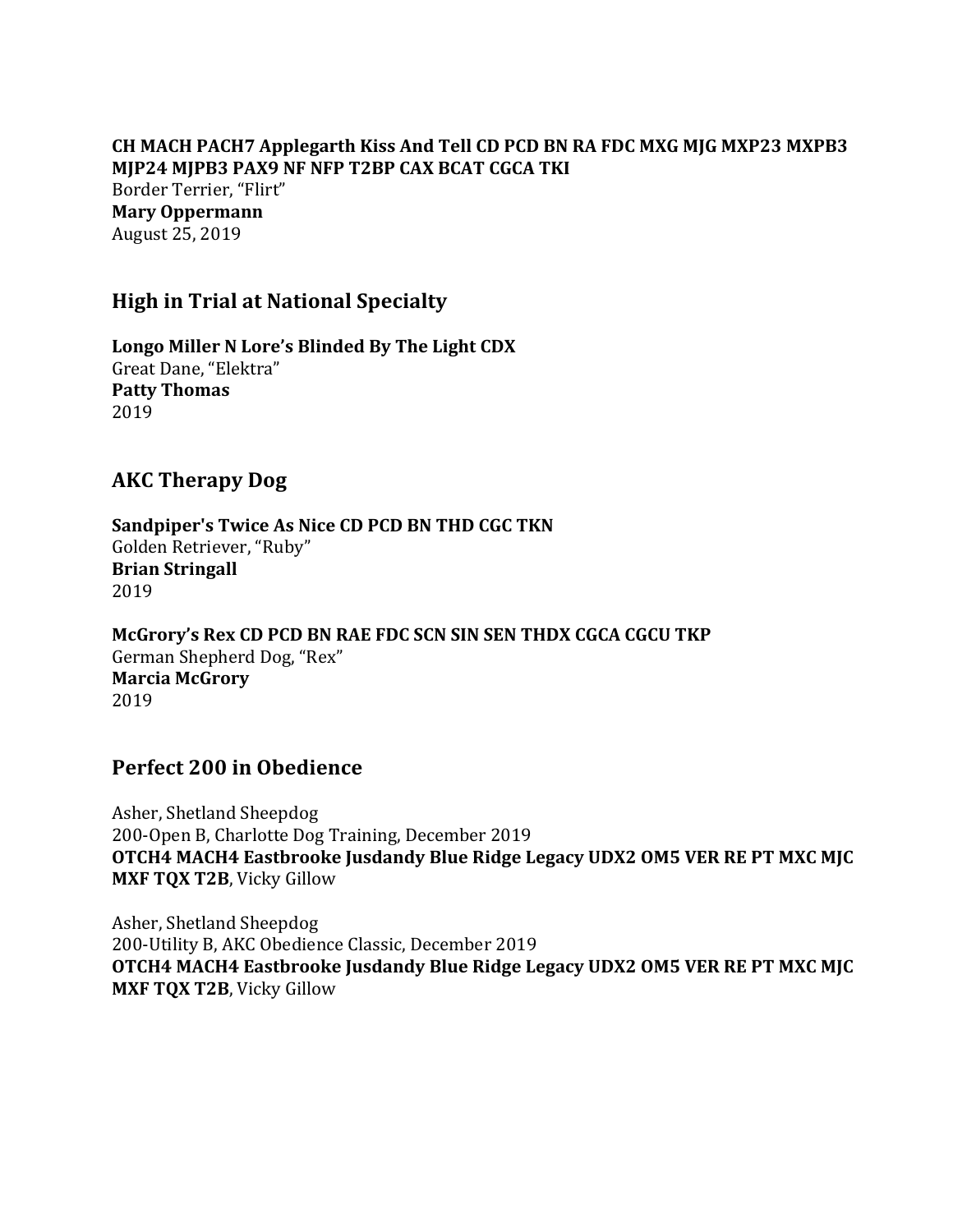**CH MACH PACH7 Applegarth Kiss And Tell CD PCD BN RA FDC MXG MJG MXP23 MXPB3 MJP24 MJPB3 PAX9 NF NFP T2BP CAX BCAT CGCA TKI**
Border Terrier, "Flirt"
**Mary Oppermann**
August 25, 2019

## High in Trial at National Specialty

**Longo Miller N Lore's Blinded By The Light CDX**
Great Dane, "Elektra"
**Patty Thomas**
2019

## AKC Therapy Dog

**Sandpiper's Twice As Nice CD PCD BN THD CGC TKN**
Golden Retriever, "Ruby"
**Brian Stringall**
2019

**McGrory's Rex CD PCD BN RAE FDC SCN SIN SEN THDX CGCA CGCU TKP**
German Shepherd Dog, "Rex"
**Marcia McGrory**
2019

## Perfect 200 in Obedience

Asher, Shetland Sheepdog
200-Open B, Charlotte Dog Training, December 2019
**OTCH4 MACH4 Eastbrooke Jusdandy Blue Ridge Legacy UDX2 OM5 VER RE PT MXC MJC MXF TQX T2B**, Vicky Gillow

Asher, Shetland Sheepdog
200-Utility B, AKC Obedience Classic, December 2019
**OTCH4 MACH4 Eastbrooke Jusdandy Blue Ridge Legacy UDX2 OM5 VER RE PT MXC MJC MXF TQX T2B**, Vicky Gillow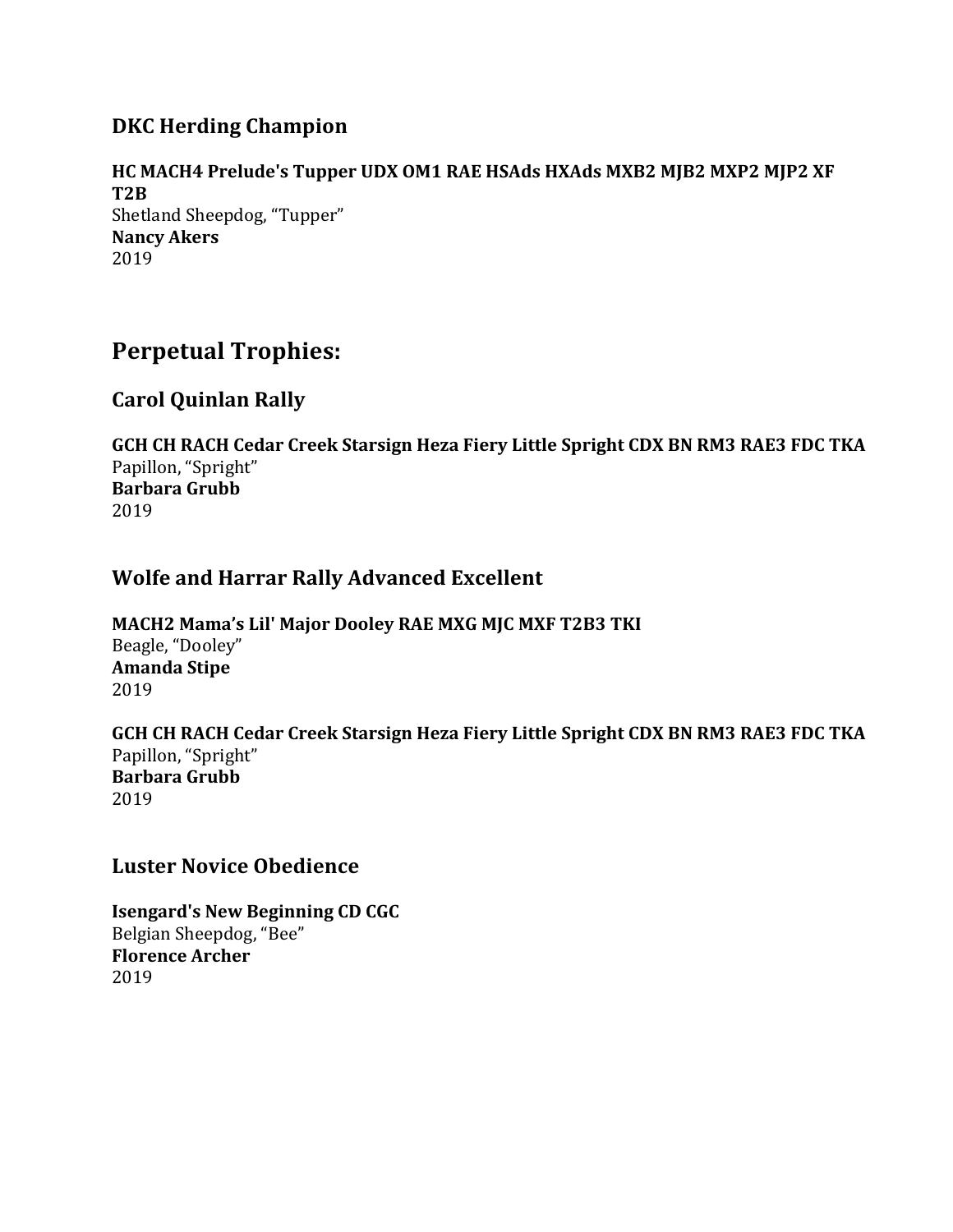### DKC Herding Champion

**HC MACH4 Prelude's Tupper UDX OM1 RAE HSAds HXAds MXB2 MJB2 MXP2 MJP2 XF T2B**
Shetland Sheepdog, “Tupper”
**Nancy Akers**
2019

## Perpetual Trophies:

### Carol Quinlan Rally

**GCH CH RACH Cedar Creek Starsign Heza Fiery Little Spright CDX BN RM3 RAE3 FDC TKA**
Papillon, “Spright”
**Barbara Grubb**
2019

### Wolfe and Harrar Rally Advanced Excellent

**MACH2 Mama’s Lil' Major Dooley RAE MXG MJC MXF T2B3 TKI**
Beagle, “Dooley”
**Amanda Stipe**
2019

**GCH CH RACH Cedar Creek Starsign Heza Fiery Little Spright CDX BN RM3 RAE3 FDC TKA**
Papillon, “Spright”
**Barbara Grubb**
2019

### Luster Novice Obedience

**Isengard's New Beginning CD CGC**
Belgian Sheepdog, “Bee”
**Florence Archer**
2019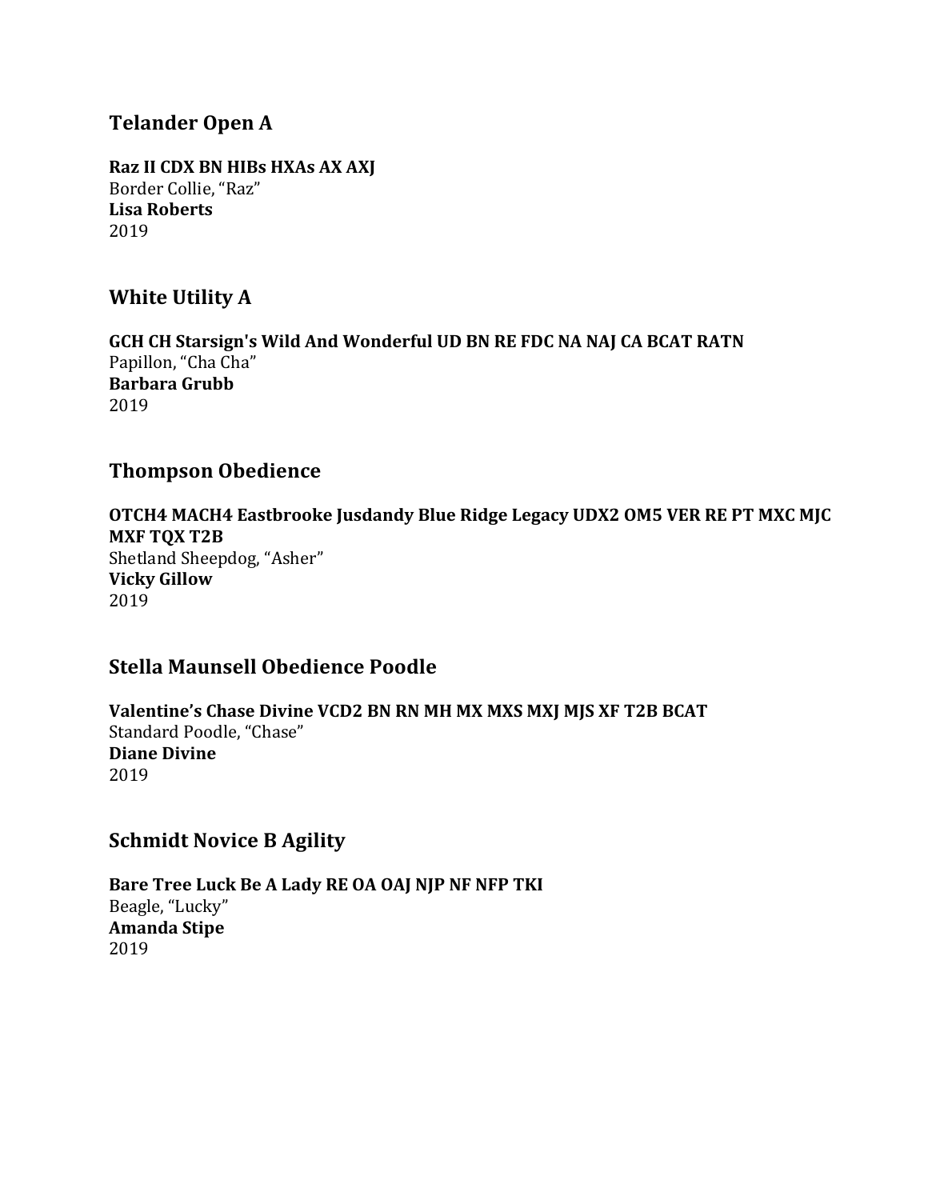## Telander Open A

**Raz II CDX BN HIBs HXAs AX AXJ**
Border Collie, "Raz"
**Lisa Roberts**
2019

## White Utility A

**GCH CH Starsign's Wild And Wonderful UD BN RE FDC NA NAJ CA BCAT RATN**
Papillon, "Cha Cha"
**Barbara Grubb**
2019

## Thompson Obedience

**OTCH4 MACH4 Eastbrooke Jusdandy Blue Ridge Legacy UDX2 OM5 VER RE PT MXC MJC MXF TQX T2B**
Shetland Sheepdog, "Asher"
**Vicky Gillow**
2019

## Stella Maunsell Obedience Poodle

**Valentine's Chase Divine VCD2 BN RN MH MX MXS MXJ MJS XF T2B BCAT**
Standard Poodle, "Chase"
**Diane Divine**
2019

## Schmidt Novice B Agility

**Bare Tree Luck Be A Lady RE OA OAJ NJP NF NFP TKI**
Beagle, "Lucky"
**Amanda Stipe**
2019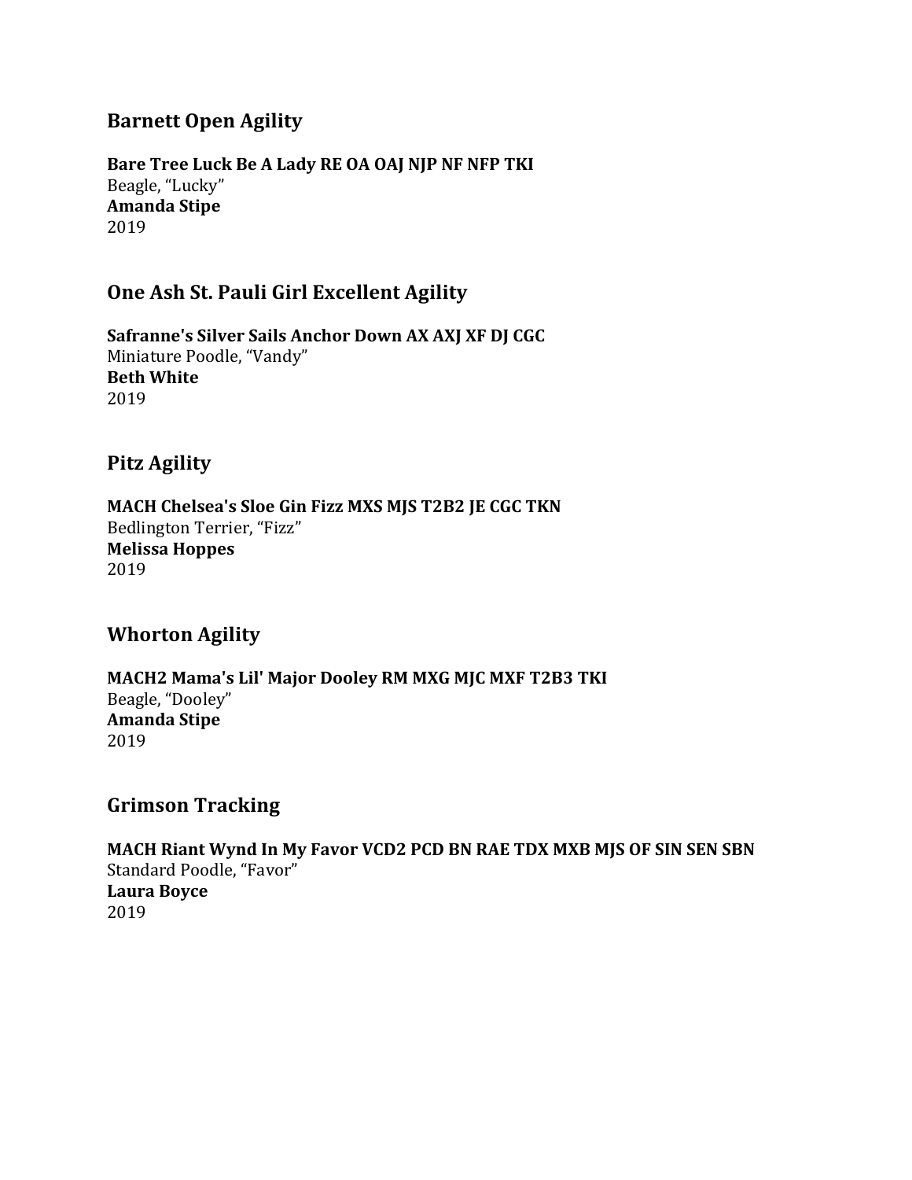## Barnett Open Agility

**Bare Tree Luck Be A Lady RE OA OAJ NJP NF NFP TKI**
Beagle, "Lucky"
**Amanda Stipe**
2019

## One Ash St. Pauli Girl Excellent Agility

**Safranne's Silver Sails Anchor Down AX AXJ XF DJ CGC**
Miniature Poodle, "Vandy"
**Beth White**
2019

## Pitz Agility

**MACH Chelsea's Sloe Gin Fizz MXS MJS T2B2 JE CGC TKN**
Bedlington Terrier, "Fizz"
**Melissa Hoppes**
2019

## Whorton Agility

**MACH2 Mama's Lil' Major Dooley RM MXG MJC MXF T2B3 TKI**
Beagle, "Dooley"
**Amanda Stipe**
2019

## Grimson Tracking

**MACH Riant Wynd In My Favor VCD2 PCD BN RAE TDX MXB MJS OF SIN SEN SBN**
Standard Poodle, "Favor"
**Laura Boyce**
2019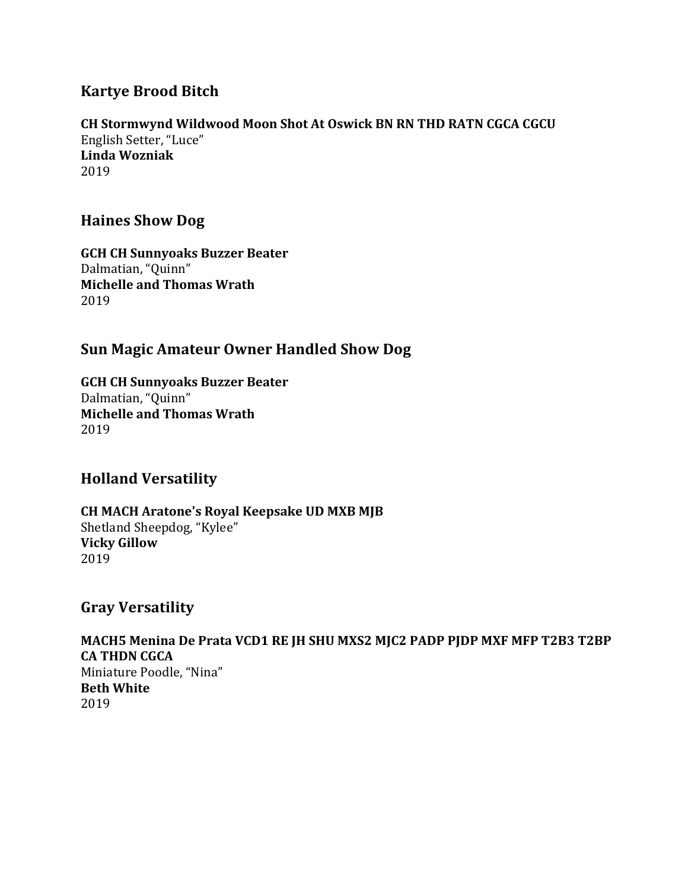## Kartye Brood Bitch

**CH Stormwynd Wildwood Moon Shot At Oswick BN RN THD RATN CGCA CGCU**
English Setter, "Luce"
**Linda Wozniak**
2019

## Haines Show Dog

**GCH CH Sunnyoaks Buzzer Beater**
Dalmatian, "Quinn"
**Michelle and Thomas Wrath**
2019

## Sun Magic Amateur Owner Handled Show Dog

**GCH CH Sunnyoaks Buzzer Beater**
Dalmatian, "Quinn"
**Michelle and Thomas Wrath**
2019

## Holland Versatility

**CH MACH Aratone's Royal Keepsake UD MXB MJB**
Shetland Sheepdog, "Kylee"
**Vicky Gillow**
2019

## Gray Versatility

**MACH5 Menina De Prata VCD1 RE JH SHU MXS2 MJC2 PADP PJDP MXF MFP T2B3 T2BP CA THDN CGCA**
Miniature Poodle, "Nina"
**Beth White**
2019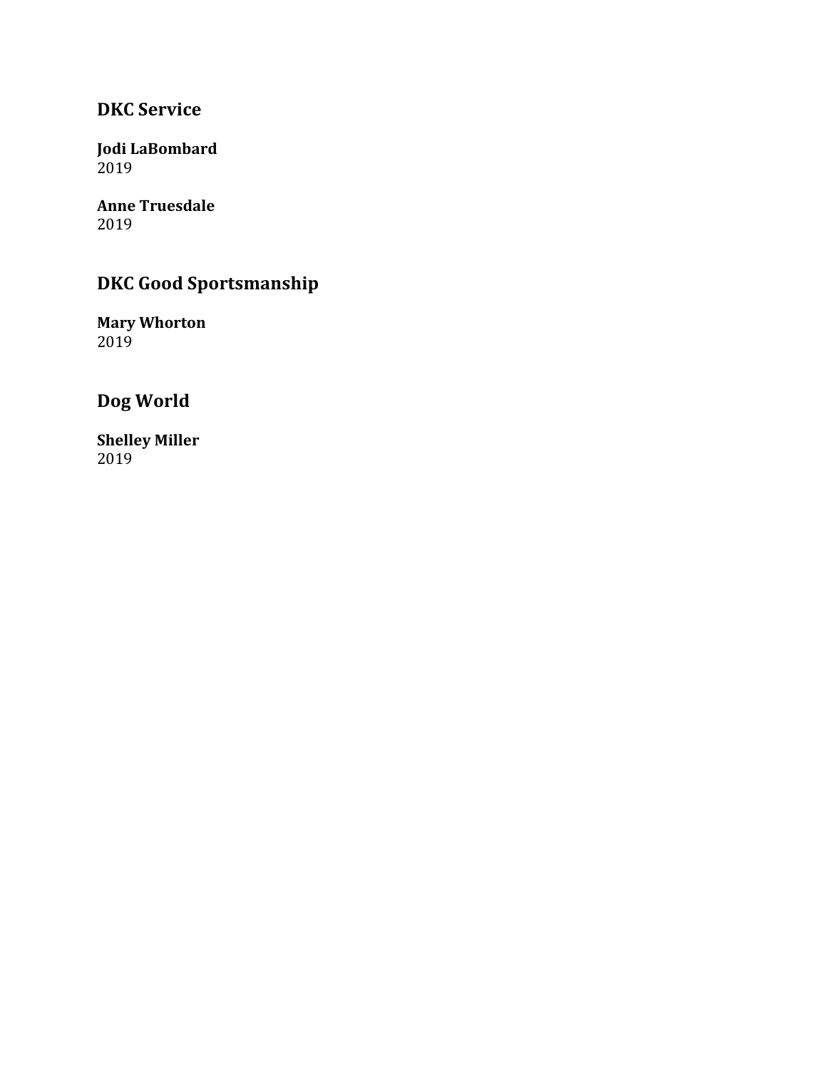## DKC Service

**Jodi LaBombard**
2019

**Anne Truesdale**
2019

## DKC Good Sportsmanship

**Mary Whorton**
2019

## Dog World

**Shelley Miller**
2019